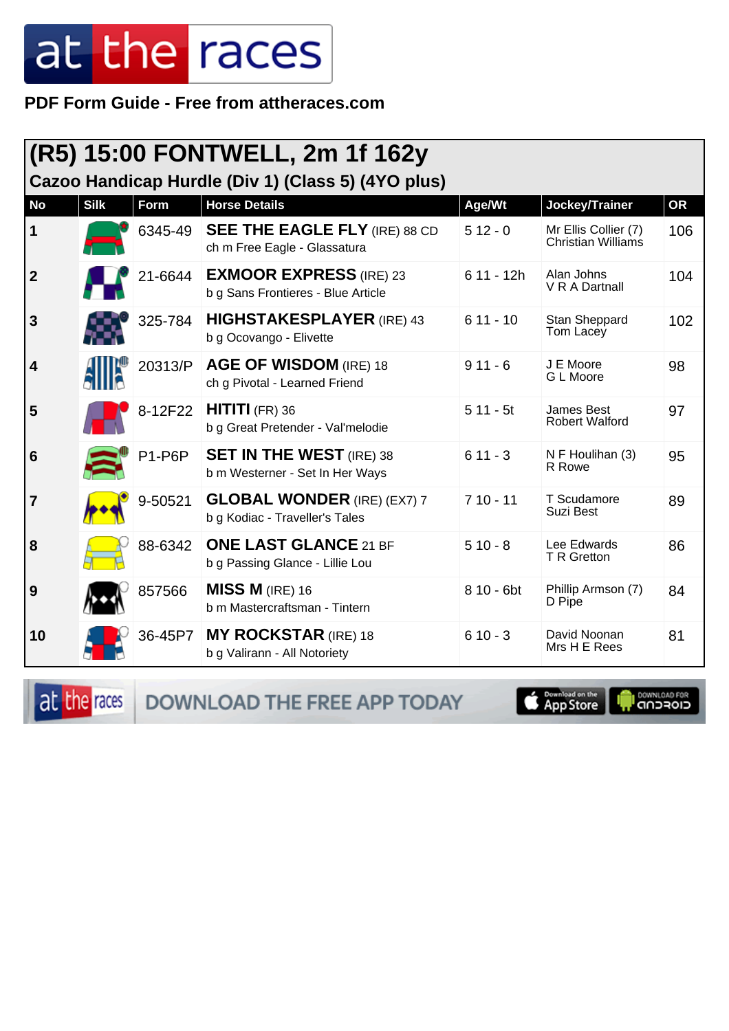PDF Form Guide - Free from attheraces.com

## (R5) 15:00 FONTWELL, 2m 1f 162y

### Cazoo Handicap Hurdle (Div 1) (Class 5) (4YO plus)

| No | Silk | Form | Horse Details | Age/Wt | Jockey/Trainer | OR |
|---|---|---|---|---|---|---|
| 1 | | 6345-49 | **SEE THE EAGLE FLY** (IRE) 88 CD<br>ch m Free Eagle - Glassatura | 5 12 - 0 | Mr Ellis Collier (7)<br>Christian Williams | 106 |
| 2 | | 21-6644 | **EXMOOR EXPRESS** (IRE) 23<br>b g Sans Frontieres - Blue Article | 6 11 - 12h | Alan Johns<br>V R A Dartnall | 104 |
| 3 | | 325-784 | **HIGHSTAKESPLAYER** (IRE) 43<br>b g Ocovango - Elivette | 6 11 - 10 | Stan Sheppard<br>Tom Lacey | 102 |
| 4 | | 20313/P | **AGE OF WISDOM** (IRE) 18<br>ch g Pivotal - Learned Friend | 9 11 - 6 | J E Moore<br>G L Moore | 98 |
| 5 | | 8-12F22 | **HITITI** (FR) 36<br>b g Great Pretender - Val'melodie | 5 11 - 5t | James Best<br>Robert Walford | 97 |
| 6 | | P1-P6P | **SET IN THE WEST** (IRE) 38<br>b m Westerner - Set In Her Ways | 6 11 - 3 | N F Houlihan (3)<br>R Rowe | 95 |
| 7 | | 9-50521 | **GLOBAL WONDER** (IRE) (EX7) 7<br>b g Kodiac - Traveller's Tales | 7 10 - 11 | T Scudamore<br>Suzi Best | 89 |
| 8 | | 88-6342 | **ONE LAST GLANCE** 21 BF<br>b g Passing Glance - Lillie Lou | 5 10 - 8 | Lee Edwards<br>T R Gretton | 86 |
| 9 | | 857566 | **MISS M** (IRE) 16<br>b m Mastercraftsman - Tintern | 8 10 - 6bt | Phillip Armson (7)<br>D Pipe | 84 |
| 10 | | 36-45P7 | **MY ROCKSTAR** (IRE) 18<br>b g Valirann - All Notoriety | 6 10 - 3 | David Noonan<br>Mrs H E Rees | 81 |

DOWNLOAD THE FREE APP TODAY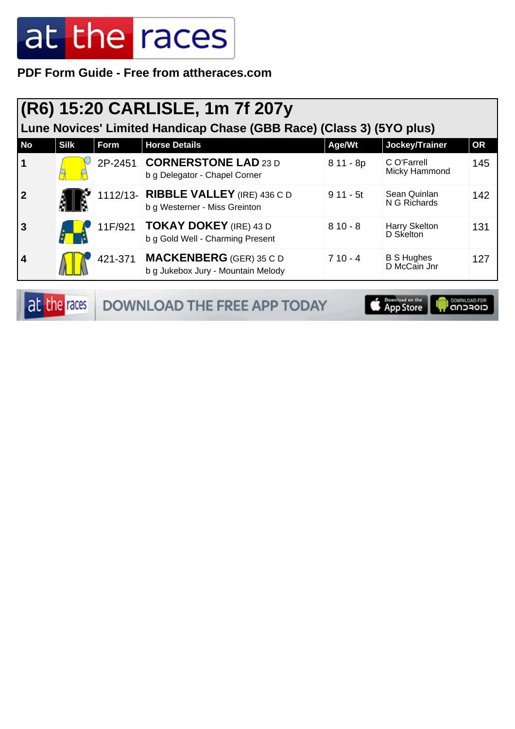PDF Form Guide - Free from attheraces.com

# (R6) 15:20 CARLISLE, 1m 7f 207y

## Lune Novices' Limited Handicap Chase (GBB Race) (Class 3) (5YO plus)

| No | Silk | Form | Horse Details | Age/Wt | Jockey/Trainer | OR |
|---|---|---|---|---|---|---|
| 1 | | 2P-2451 | **CORNERSTONE LAD** 23 D<br>b g Delegator - Chapel Corner | 8 11 - 8p | C O'Farrell<br>Micky Hammond | 145 |
| 2 | | 1112/13- | **RIBBLE VALLEY** (IRE) 436 C D<br>b g Westerner - Miss Greinton | 9 11 - 5t | Sean Quinlan<br>N G Richards | 142 |
| 3 | | 11F/921 | **TOKAY DOKEY** (IRE) 43 D<br>b g Gold Well - Charming Present | 8 10 - 8 | Harry Skelton<br>D Skelton | 131 |
| 4 | | 421-371 | **MACKENBERG** (GER) 35 C D<br>b g Jukebox Jury - Mountain Melody | 7 10 - 4 | B S Hughes<br>D McCain Jnr | 127 |

DOWNLOAD THE FREE APP TODAY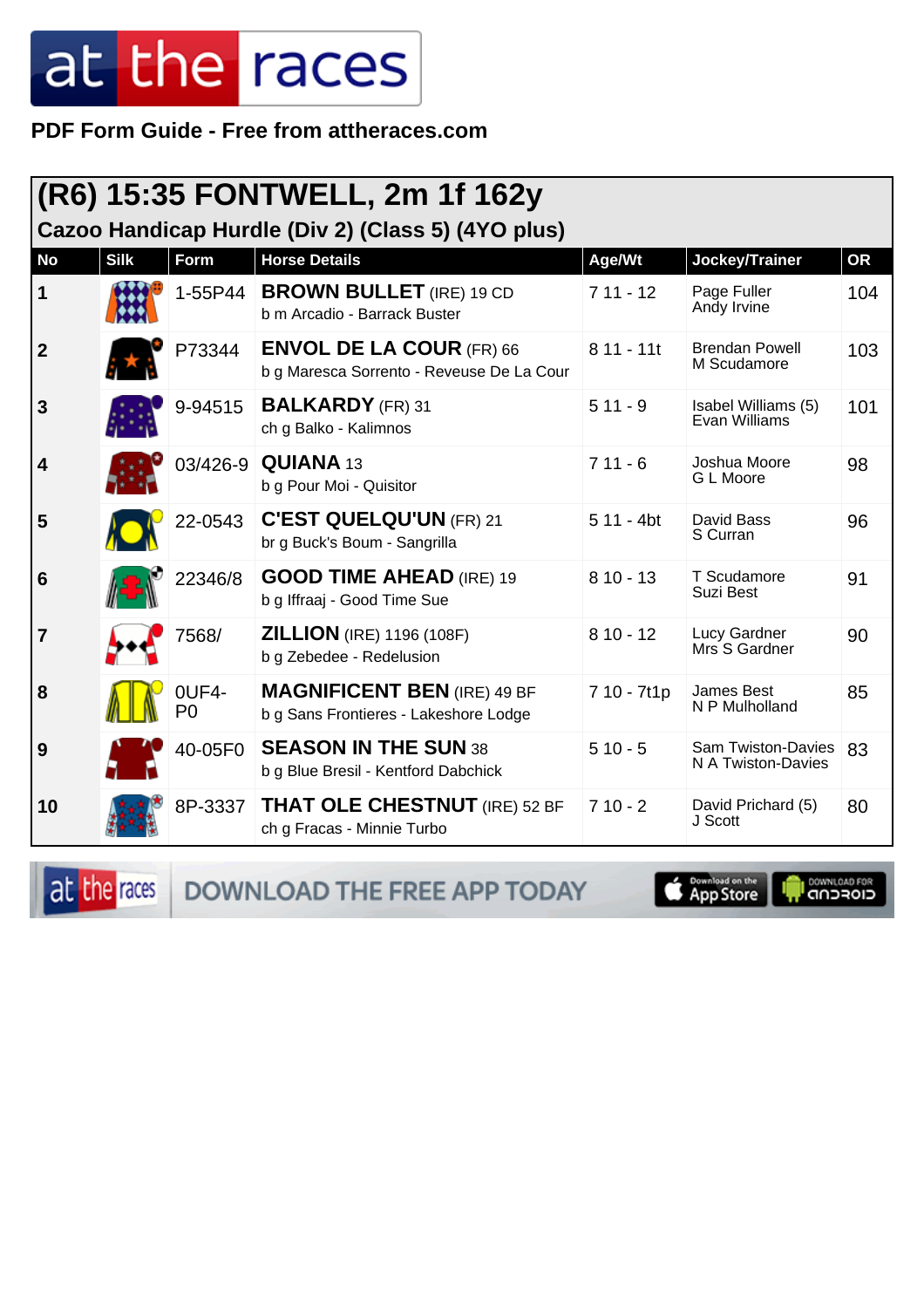PDF Form Guide - Free from attheraces.com

## (R6) 15:35 FONTWELL, 2m 1f 162y

### Cazoo Handicap Hurdle (Div 2) (Class 5) (4YO plus)

| No | Silk | Form | Horse Details | Age/Wt | Jockey/Trainer | OR |
|---|---|---|---|---|---|---|
| 1 | | 1-55P44 | **BROWN BULLET** (IRE) 19 CD<br>b m Arcadio - Barrack Buster | 7 11 - 12 | Page Fuller<br>Andy Irvine | 104 |
| 2 | | P73344 | **ENVOL DE LA COUR** (FR) 66<br>b g Maresca Sorrento - Reveuse De La Cour | 8 11 - 11t | Brendan Powell<br>M Scudamore | 103 |
| 3 | | 9-94515 | **BALKARDY** (FR) 31<br>ch g Balko - Kalimnos | 5 11 - 9 | Isabel Williams (5)<br>Evan Williams | 101 |
| 4 | | 03/426-9 | **QUIANA** 13<br>b g Pour Moi - Quisitor | 7 11 - 6 | Joshua Moore<br>G L Moore | 98 |
| 5 | | 22-0543 | **C'EST QUELQU'UN** (FR) 21<br>br g Buck's Boum - Sangrilla | 5 11 - 4bt | David Bass<br>S Curran | 96 |
| 6 | | 22346/8 | **GOOD TIME AHEAD** (IRE) 19<br>b g Iffraaj - Good Time Sue | 8 10 - 13 | T Scudamore<br>Suzi Best | 91 |
| 7 | | 7568/ | **ZILLION** (IRE) 1196 (108F)<br>b g Zebedee - Redelusion | 8 10 - 12 | Lucy Gardner<br>Mrs S Gardner | 90 |
| 8 | | 0UF4-P0 | **MAGNIFICENT BEN** (IRE) 49 BF<br>b g Sans Frontieres - Lakeshore Lodge | 7 10 - 7t1p | James Best<br>N P Mulholland | 85 |
| 9 | | 40-05F0 | **SEASON IN THE SUN** 38<br>b g Blue Bresil - Kentford Dabchick | 5 10 - 5 | Sam Twiston-Davies<br>N A Twiston-Davies | 83 |
| 10 | | 8P-3337 | **THAT OLE CHESTNUT** (IRE) 52 BF<br>ch g Fracas - Minnie Turbo | 7 10 - 2 | David Prichard (5)<br>J Scott | 80 |

DOWNLOAD THE FREE APP TODAY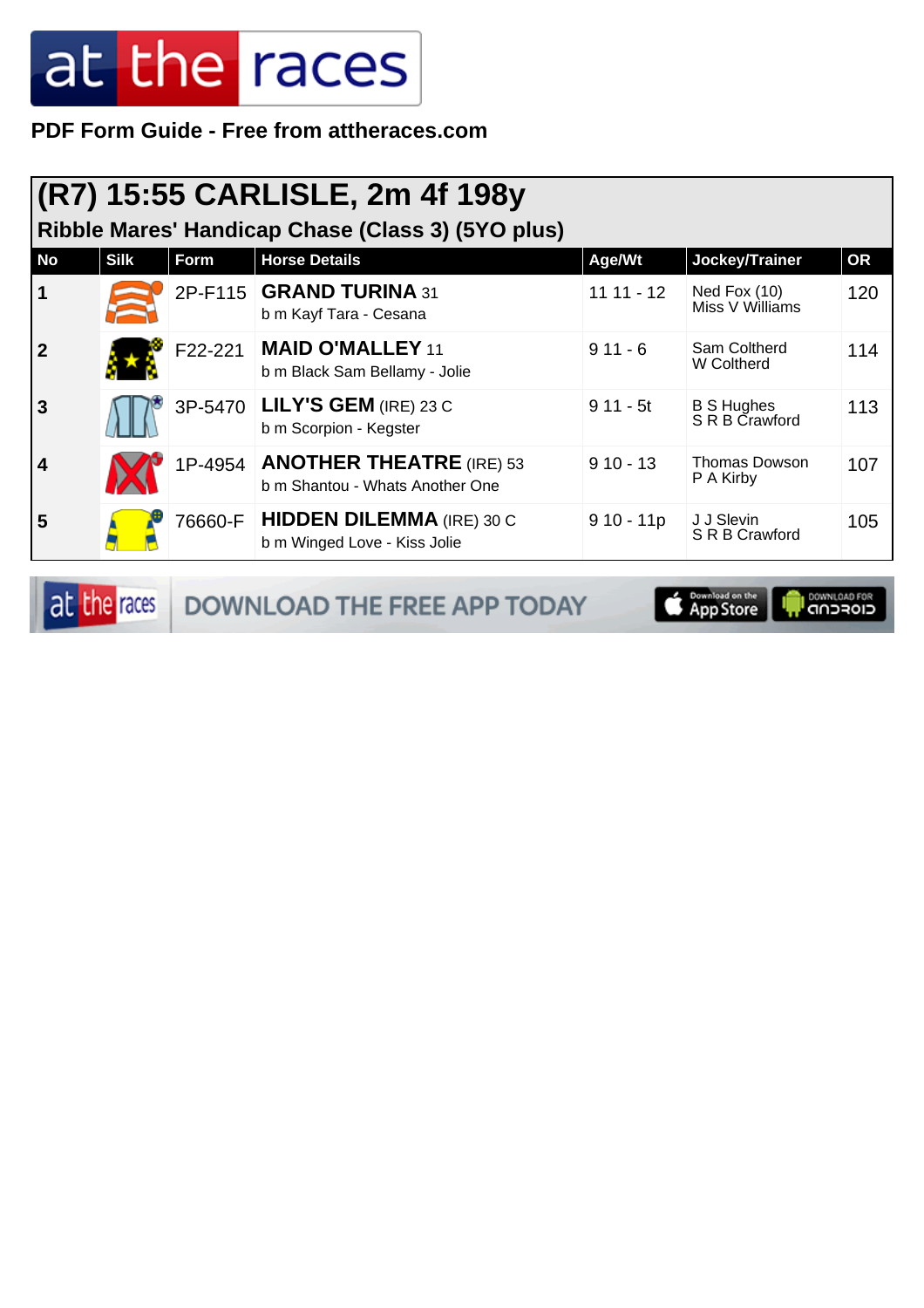# at the races

**PDF Form Guide - Free from attheraces.com**

## (R7) 15:55 CARLISLE, 2m 4f 198y

### Ribble Mares' Handicap Chase (Class 3) (5YO plus)

| No | Silk | Form | Horse Details | Age/Wt | Jockey/Trainer | OR |
|---|---|---|---|---|---|---|
| 1 | | 2P-F115 | **GRAND TURINA** 31<br>b m Kayf Tara - Cesana | 11 11 - 12 | Ned Fox (10)<br>Miss V Williams | 120 |
| 2 | | F22-221 | **MAID O'MALLEY** 11<br>b m Black Sam Bellamy - Jolie | 9 11 - 6 | Sam Coltherd<br>W Coltherd | 114 |
| 3 | | 3P-5470 | **LILY'S GEM** (IRE) 23 C<br>b m Scorpion - Kegster | 9 11 - 5t | B S Hughes<br>S R B Crawford | 113 |
| 4 | | 1P-4954 | **ANOTHER THEATRE** (IRE) 53<br>b m Shantou - Whats Another One | 9 10 - 13 | Thomas Dowson<br>P A Kirby | 107 |
| 5 | | 76660-F | **HIDDEN DILEMMA** (IRE) 30 C<br>b m Winged Love - Kiss Jolie | 9 10 - 11p | J J Slevin<br>S R B Crawford | 105 |

DOWNLOAD THE FREE APP TODAY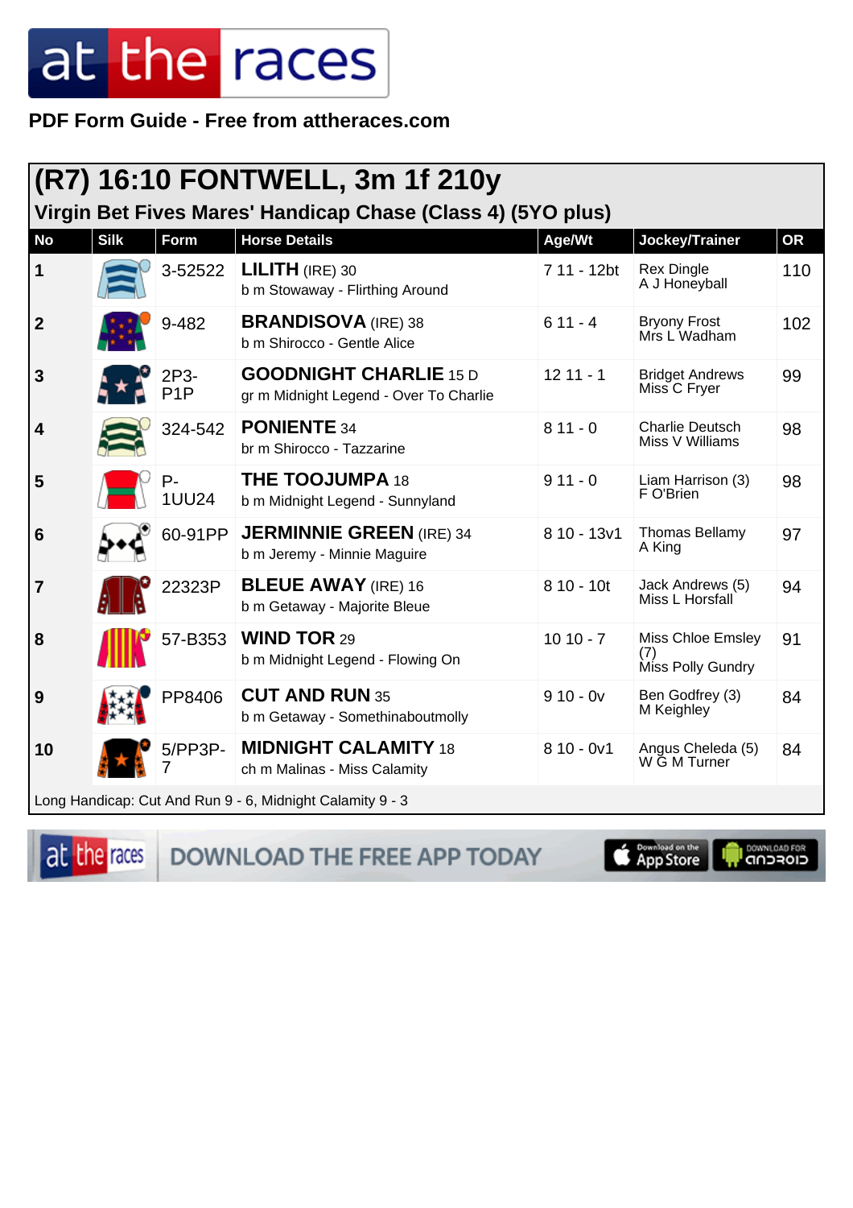# at the races

**PDF Form Guide - Free from attheraces.com**

## (R7) 16:10 FONTWELL, 3m 1f 210y

### Virgin Bet Fives Mares' Handicap Chase (Class 4) (5YO plus)

| No | Silk | Form | Horse Details | Age/Wt | Jockey/Trainer | OR |
|---|---|---|---|---|---|---|
| 1 | | 3-52522 | **LILITH** (IRE) 30<br>b m Stowaway - Flirthing Around | 7 11 - 12bt | Rex Dingle<br>A J Honeyball | 110 |
| 2 | | 9-482 | **BRANDISOVA** (IRE) 38<br>b m Shirocco - Gentle Alice | 6 11 - 4 | Bryony Frost<br>Mrs L Wadham | 102 |
| 3 | | 2P3-P1P | **GOODNIGHT CHARLIE** 15 D<br>gr m Midnight Legend - Over To Charlie | 12 11 - 1 | Bridget Andrews<br>Miss C Fryer | 99 |
| 4 | | 324-542 | **PONIENTE** 34<br>br m Shirocco - Tazzarine | 8 11 - 0 | Charlie Deutsch<br>Miss V Williams | 98 |
| 5 | | P-1UU24 | **THE TOOJUMPA** 18<br>b m Midnight Legend - Sunnyland | 9 11 - 0 | Liam Harrison (3)<br>F O'Brien | 98 |
| 6 | | 60-91PP | **JERMINNIE GREEN** (IRE) 34<br>b m Jeremy - Minnie Maguire | 8 10 - 13v1 | Thomas Bellamy<br>A King | 97 |
| 7 | | 22323P | **BLEUE AWAY** (IRE) 16<br>b m Getaway - Majorite Bleue | 8 10 - 10t | Jack Andrews (5)<br>Miss L Horsfall | 94 |
| 8 | | 57-B353 | **WIND TOR** 29<br>b m Midnight Legend - Flowing On | 10 10 - 7 | Miss Chloe Emsley (7)<br>Miss Polly Gundry | 91 |
| 9 | | PP8406 | **CUT AND RUN** 35<br>b m Getaway - Somethinaboutmolly | 9 10 - 0v | Ben Godfrey (3)<br>M Keighley | 84 |
| 10 | | 5/PP3P-7 | **MIDNIGHT CALAMITY** 18<br>ch m Malinas - Miss Calamity | 8 10 - 0v1 | Angus Cheleda (5)<br>W G M Turner | 84 |

Long Handicap: Cut And Run 9 - 6, Midnight Calamity 9 - 3

DOWNLOAD THE FREE APP TODAY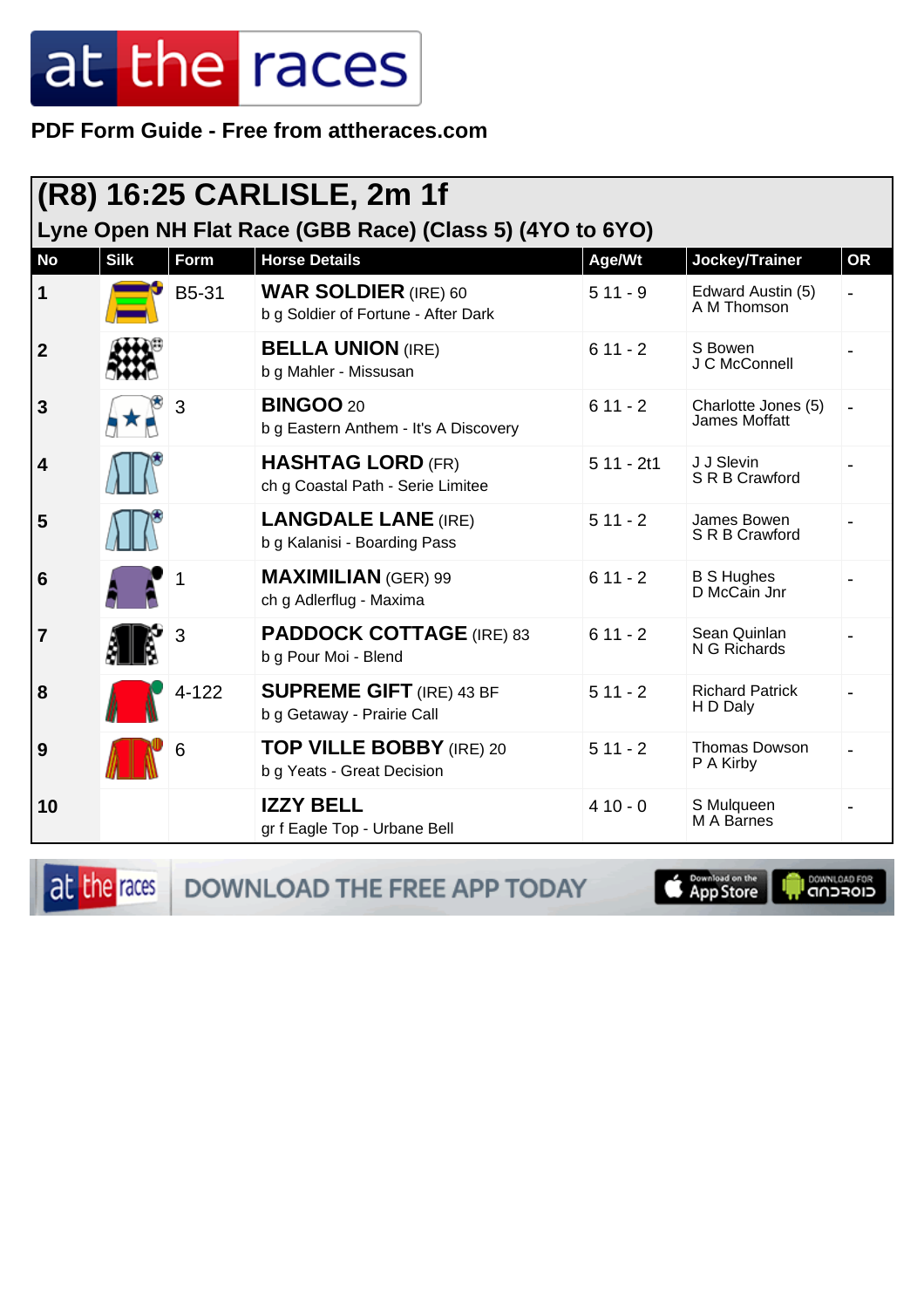# at the races

**PDF Form Guide - Free from attheraces.com**

## (R8) 16:25 CARLISLE, 2m 1f

### Lyne Open NH Flat Race (GBB Race) (Class 5) (4YO to 6YO)

| No | Silk | Form | Horse Details | Age/Wt | Jockey/Trainer | OR |
|---|---|---|---|---|---|---|
| 1 | | B5-31 | **WAR SOLDIER** (IRE) 60<br>b g Soldier of Fortune - After Dark | 5 11 - 9 | Edward Austin (5)<br>A M Thomson | - |
| 2 | | | **BELLA UNION** (IRE)<br>b g Mahler - Missusan | 6 11 - 2 | S Bowen<br>J C McConnell | - |
| 3 | | 3 | **BINGOO** 20<br>b g Eastern Anthem - It's A Discovery | 6 11 - 2 | Charlotte Jones (5)<br>James Moffatt | - |
| 4 | | | **HASHTAG LORD** (FR)<br>ch g Coastal Path - Serie Limitee | 5 11 - 2t1 | J J Slevin<br>S R B Crawford | - |
| 5 | | | **LANGDALE LANE** (IRE)<br>b g Kalanisi - Boarding Pass | 5 11 - 2 | James Bowen<br>S R B Crawford | - |
| 6 | | 1 | **MAXIMILIAN** (GER) 99<br>ch g Adlerflug - Maxima | 6 11 - 2 | B S Hughes<br>D McCain Jnr | - |
| 7 | | 3 | **PADDOCK COTTAGE** (IRE) 83<br>b g Pour Moi - Blend | 6 11 - 2 | Sean Quinlan<br>N G Richards | - |
| 8 | | 4-122 | **SUPREME GIFT** (IRE) 43 BF<br>b g Getaway - Prairie Call | 5 11 - 2 | Richard Patrick<br>H D Daly | - |
| 9 | | 6 | **TOP VILLE BOBBY** (IRE) 20<br>b g Yeats - Great Decision | 5 11 - 2 | Thomas Dowson<br>P A Kirby | - |
| 10 | | | **IZZY BELL**<br>gr f Eagle Top - Urbane Bell | 4 10 - 0 | S Mulqueen<br>M A Barnes | - |

DOWNLOAD THE FREE APP TODAY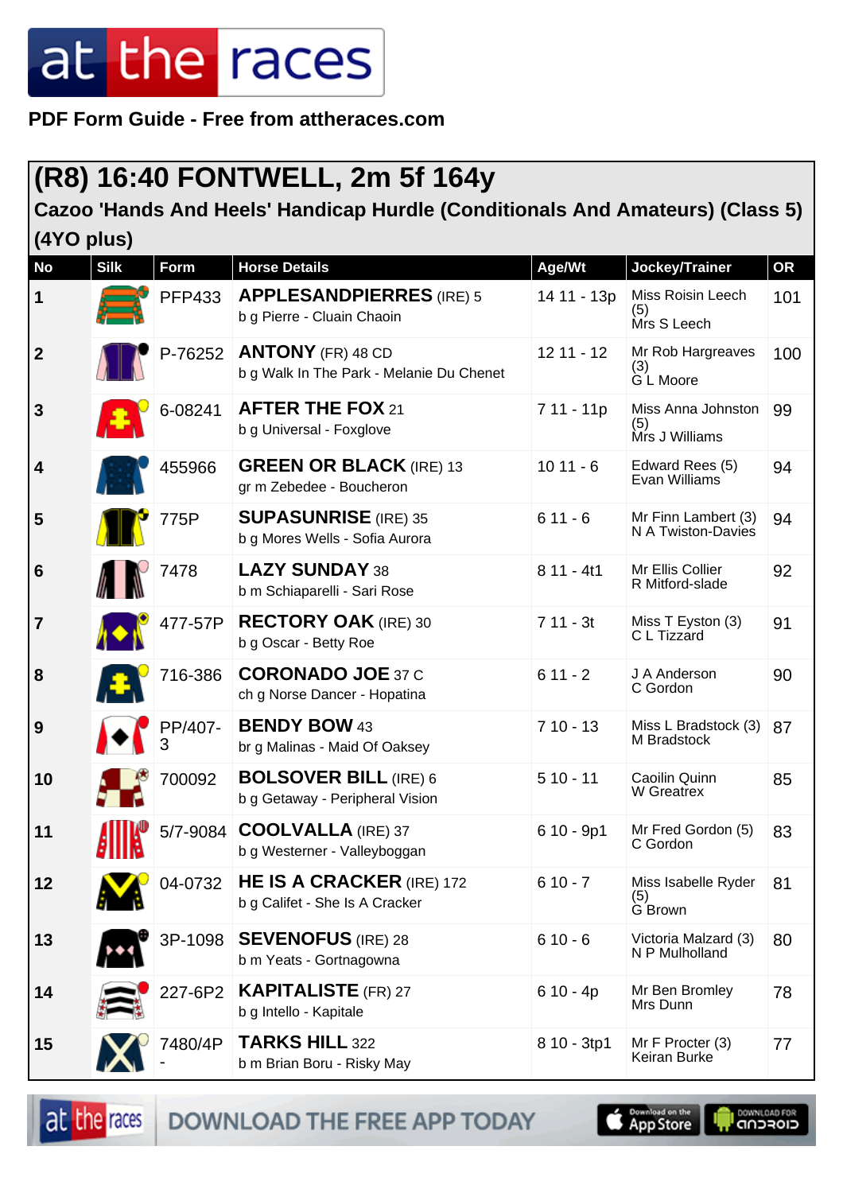PDF Form Guide - Free from attheraces.com

## (R8) 16:40 FONTWELL, 2m 5f 164y

### Cazoo 'Hands And Heels' Handicap Hurdle (Conditionals And Amateurs) (Class 5) (4YO plus)

| No | Silk | Form | Horse Details | Age/Wt | Jockey/Trainer | OR |
|---|---|---|---|---|---|---|
| 1 | | PFP433 | **APPLESANDPIERRES** (IRE) 5<br>b g Pierre - Cluain Chaoin | 14 11 - 13p | Miss Roisin Leech (5)<br>Mrs S Leech | 101 |
| 2 | | P-76252 | **ANTONY** (FR) 48 CD<br>b g Walk In The Park - Melanie Du Chenet | 12 11 - 12 | Mr Rob Hargreaves (3)<br>G L Moore | 100 |
| 3 | | 6-08241 | **AFTER THE FOX** 21<br>b g Universal - Foxglove | 7 11 - 11p | Miss Anna Johnston (5)<br>Mrs J Williams | 99 |
| 4 | | 455966 | **GREEN OR BLACK** (IRE) 13<br>gr m Zebedee - Boucheron | 10 11 - 6 | Edward Rees (5)<br>Evan Williams | 94 |
| 5 | | 775P | **SUPASUNRISE** (IRE) 35<br>b g Mores Wells - Sofia Aurora | 6 11 - 6 | Mr Finn Lambert (3)<br>N A Twiston-Davies | 94 |
| 6 | | 7478 | **LAZY SUNDAY** 38<br>b m Schiaparelli - Sari Rose | 8 11 - 4t1 | Mr Ellis Collier<br>R Mitford-slade | 92 |
| 7 | | 477-57P | **RECTORY OAK** (IRE) 30<br>b g Oscar - Betty Roe | 7 11 - 3t | Miss T Eyston (3)<br>C L Tizzard | 91 |
| 8 | | 716-386 | **CORONADO JOE** 37 C<br>ch g Norse Dancer - Hopatina | 6 11 - 2 | J A Anderson<br>C Gordon | 90 |
| 9 | | PP/407-3 | **BENDY BOW** 43<br>br g Malinas - Maid Of Oaksey | 7 10 - 13 | Miss L Bradstock (3)<br>M Bradstock | 87 |
| 10 | | 700092 | **BOLSOVER BILL** (IRE) 6<br>b g Getaway - Peripheral Vision | 5 10 - 11 | Caoilin Quinn<br>W Greatrex | 85 |
| 11 | | 5/7-9084 | **COOLVALLA** (IRE) 37<br>b g Westerner - Valleyboggan | 6 10 - 9p1 | Mr Fred Gordon (5)<br>C Gordon | 83 |
| 12 | | 04-0732 | **HE IS A CRACKER** (IRE) 172<br>b g Califet - She Is A Cracker | 6 10 - 7 | Miss Isabelle Ryder (5)<br>G Brown | 81 |
| 13 | | 3P-1098 | **SEVENOFUS** (IRE) 28<br>b m Yeats - Gortnagowna | 6 10 - 6 | Victoria Malzard (3)<br>N P Mulholland | 80 |
| 14 | | 227-6P2 | **KAPITALISTE** (FR) 27<br>b g Intello - Kapitale | 6 10 - 4p | Mr Ben Bromley<br>Mrs Dunn | 78 |
| 15 | | 7480/4P- | **TARKS HILL** 322<br>b m Brian Boru - Risky May | 8 10 - 3tp1 | Mr F Procter (3)<br>Keiran Burke | 77 |

DOWNLOAD THE FREE APP TODAY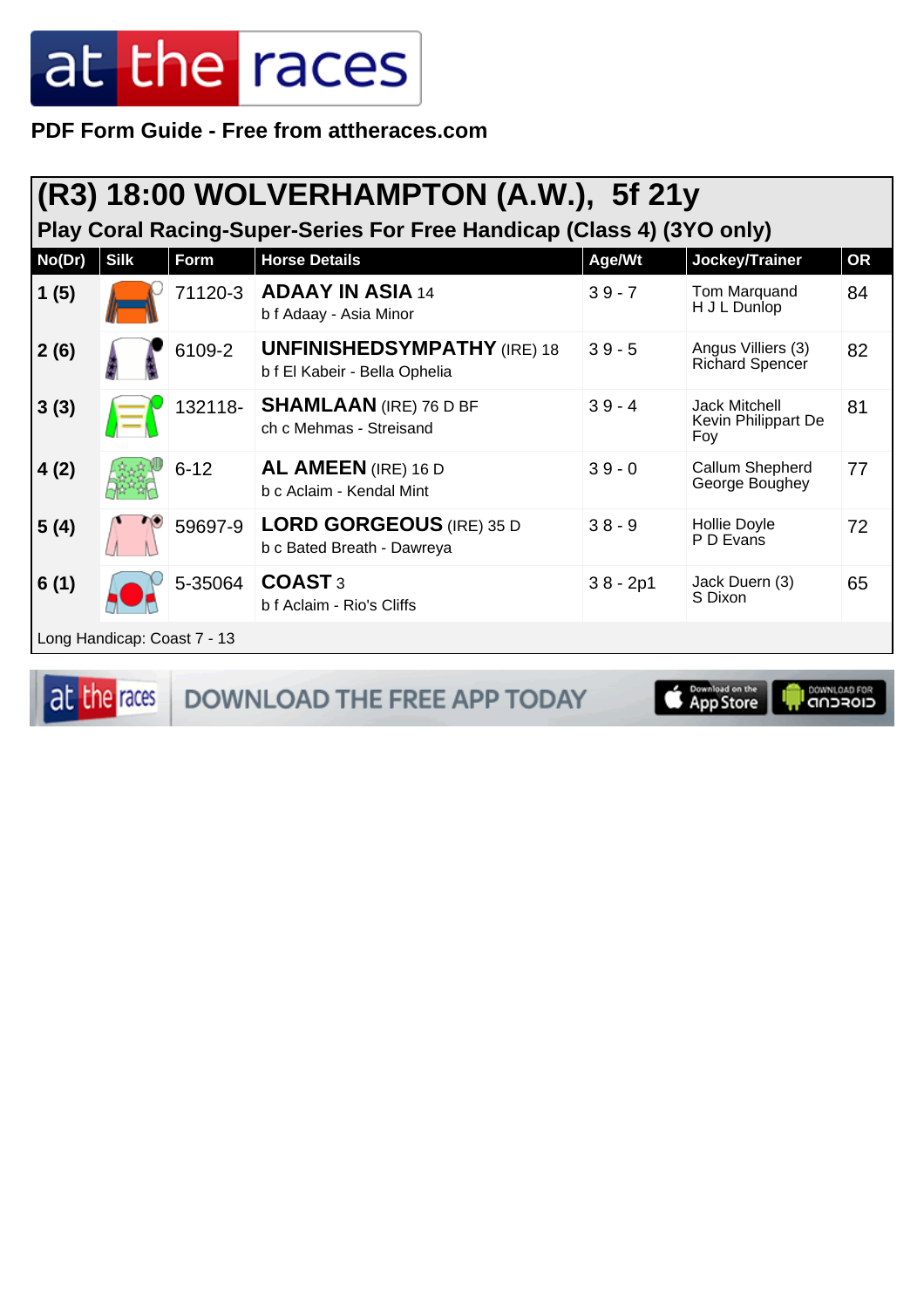# (R3) 18:00 WOLVERHAMPTON (A.W.), 5f 21y

## Play Coral Racing-Super-Series For Free Handicap (Class 4) (3YO only)

| No(Dr) | Silk | Form | Horse Details | Age/Wt | Jockey/Trainer | OR |
|---|---|---|---|---|---|---|
| 1 (5) | | 71120-3 | **ADAAY IN ASIA** 14<br>b f Adaay - Asia Minor | 3 9 - 7 | Tom Marquand<br>H J L Dunlop | 84 |
| 2 (6) | | 6109-2 | **UNFINISHEDSYMPATHY** (IRE) 18<br>b f El Kabeir - Bella Ophelia | 3 9 - 5 | Angus Villiers (3)<br>Richard Spencer | 82 |
| 3 (3) | | 132118- | **SHAMLAAN** (IRE) 76 D BF<br>ch c Mehmas - Streisand | 3 9 - 4 | Jack Mitchell<br>Kevin Philippart De Foy | 81 |
| 4 (2) | | 6-12 | **AL AMEEN** (IRE) 16 D<br>b c Aclaim - Kendal Mint | 3 9 - 0 | Callum Shepherd<br>George Boughey | 77 |
| 5 (4) | | 59697-9 | **LORD GORGEOUS** (IRE) 35 D<br>b c Bated Breath - Dawreya | 3 8 - 9 | Hollie Doyle<br>P D Evans | 72 |
| 6 (1) | | 5-35064 | **COAST** 3<br>b f Aclaim - Rio's Cliffs | 3 8 - 2p1 | Jack Duern (3)<br>S Dixon | 65 |

Long Handicap: Coast 7 - 13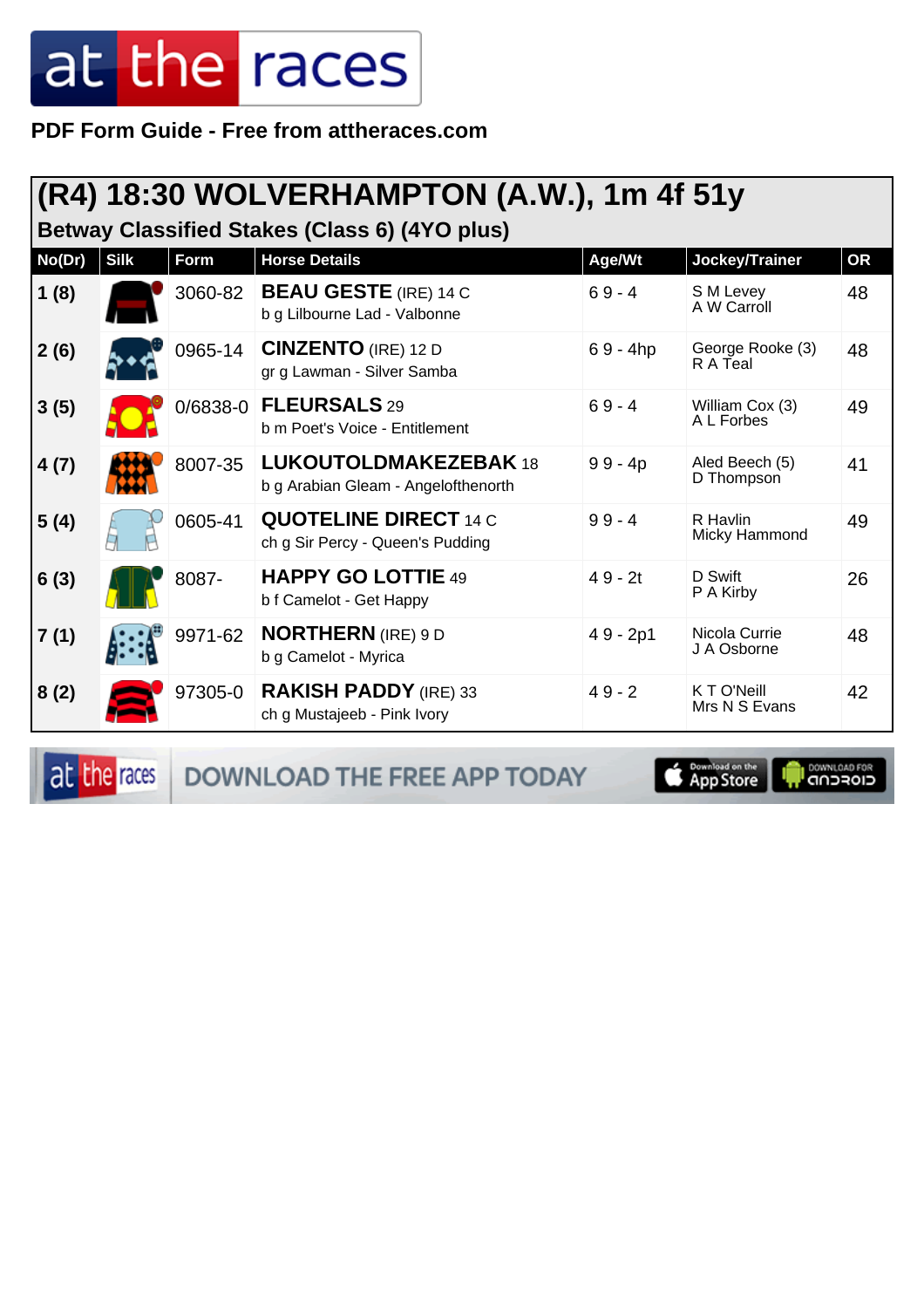# at the races

**PDF Form Guide - Free from attheraces.com**

## (R4) 18:30 WOLVERHAMPTON (A.W.), 1m 4f 51y

### Betway Classified Stakes (Class 6) (4YO plus)

| No(Dr) | Silk | Form | Horse Details | Age/Wt | Jockey/Trainer | OR |
|---|---|---|---|---|---|---|
| 1 (8) | | 3060-82 | **BEAU GESTE** (IRE) 14 C<br>b g Lilbourne Lad - Valbonne | 6 9 - 4 | S M Levey<br>A W Carroll | 48 |
| 2 (6) | | 0965-14 | **CINZENTO** (IRE) 12 D<br>gr g Lawman - Silver Samba | 6 9 - 4hp | George Rooke (3)<br>R A Teal | 48 |
| 3 (5) | | 0/6838-0 | **FLEURSALS** 29<br>b m Poet's Voice - Entitlement | 6 9 - 4 | William Cox (3)<br>A L Forbes | 49 |
| 4 (7) | | 8007-35 | **LUKOUTOLDMAKEZEBAK** 18<br>b g Arabian Gleam - Angelofthenorth | 9 9 - 4p | Aled Beech (5)<br>D Thompson | 41 |
| 5 (4) | | 0605-41 | **QUOTELINE DIRECT** 14 C<br>ch g Sir Percy - Queen's Pudding | 9 9 - 4 | R Havlin<br>Micky Hammond | 49 |
| 6 (3) | | 8087- | **HAPPY GO LOTTIE** 49<br>b f Camelot - Get Happy | 4 9 - 2t | D Swift<br>P A Kirby | 26 |
| 7 (1) | | 9971-62 | **NORTHERN** (IRE) 9 D<br>b g Camelot - Myrica | 4 9 - 2p1 | Nicola Currie<br>J A Osborne | 48 |
| 8 (2) | | 97305-0 | **RAKISH PADDY** (IRE) 33<br>ch g Mustajeeb - Pink Ivory | 4 9 - 2 | K T O'Neill<br>Mrs N S Evans | 42 |

DOWNLOAD THE FREE APP TODAY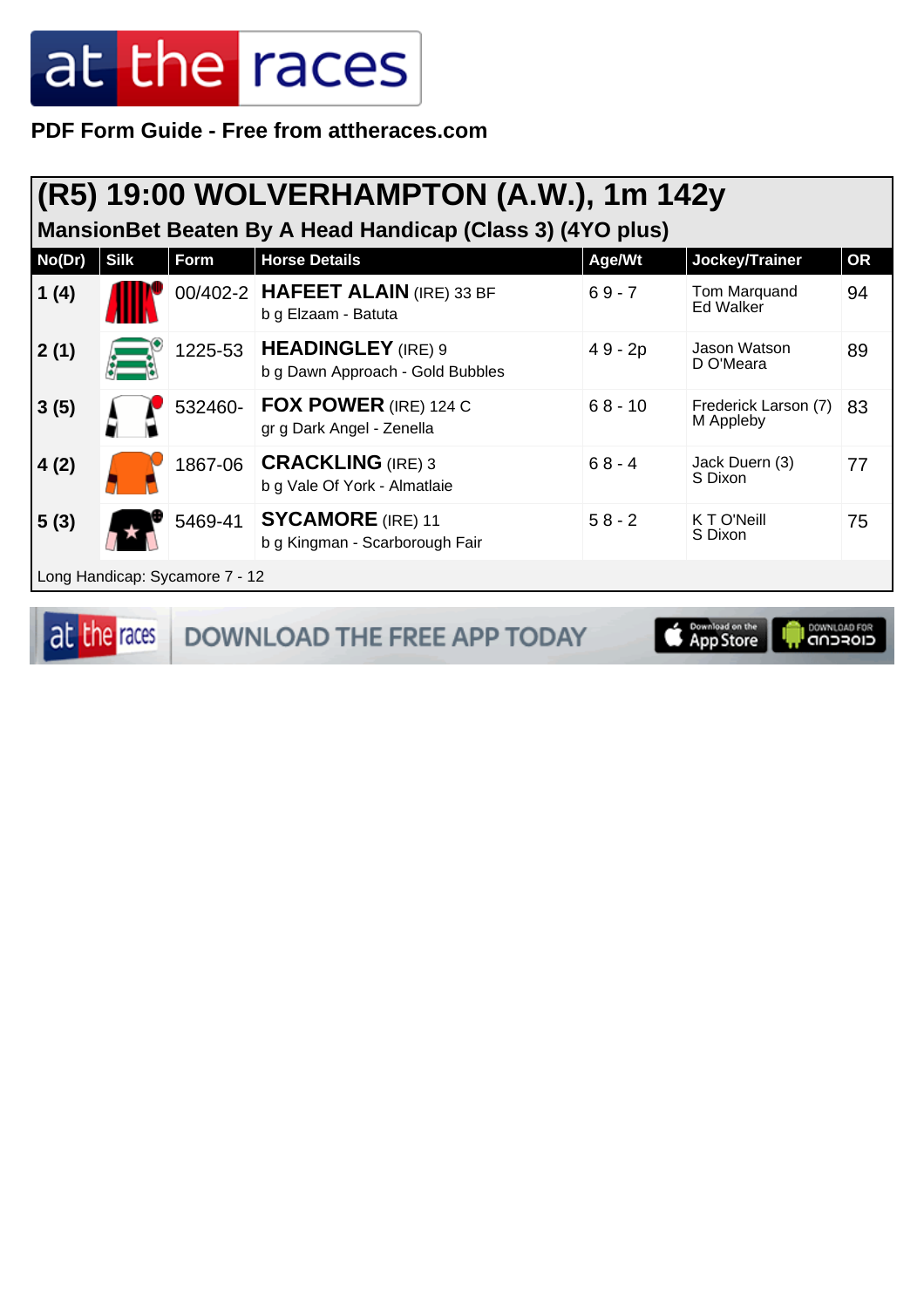PDF Form Guide - Free from attheraces.com

## (R5) 19:00 WOLVERHAMPTON (A.W.), 1m 142y

### MansionBet Beaten By A Head Handicap (Class 3) (4YO plus)

| No(Dr) | Silk | Form | Horse Details | Age/Wt | Jockey/Trainer | OR |
|---|---|---|---|---|---|---|
| 1 (4) | | 00/402-2 | **HAFEET ALAIN** (IRE) 33 BF<br>b g Elzaam - Batuta | 6 9 - 7 | Tom Marquand<br>Ed Walker | 94 |
| 2 (1) | | 1225-53 | **HEADINGLEY** (IRE) 9<br>b g Dawn Approach - Gold Bubbles | 4 9 - 2p | Jason Watson<br>D O'Meara | 89 |
| 3 (5) | | 532460- | **FOX POWER** (IRE) 124 C<br>gr g Dark Angel - Zenella | 6 8 - 10 | Frederick Larson (7)<br>M Appleby | 83 |
| 4 (2) | | 1867-06 | **CRACKLING** (IRE) 3<br>b g Vale Of York - Almatlaie | 6 8 - 4 | Jack Duern (3)<br>S Dixon | 77 |
| 5 (3) | | 5469-41 | **SYCAMORE** (IRE) 11<br>b g Kingman - Scarborough Fair | 5 8 - 2 | K T O'Neill<br>S Dixon | 75 |

Long Handicap: Sycamore 7 - 12

DOWNLOAD THE FREE APP TODAY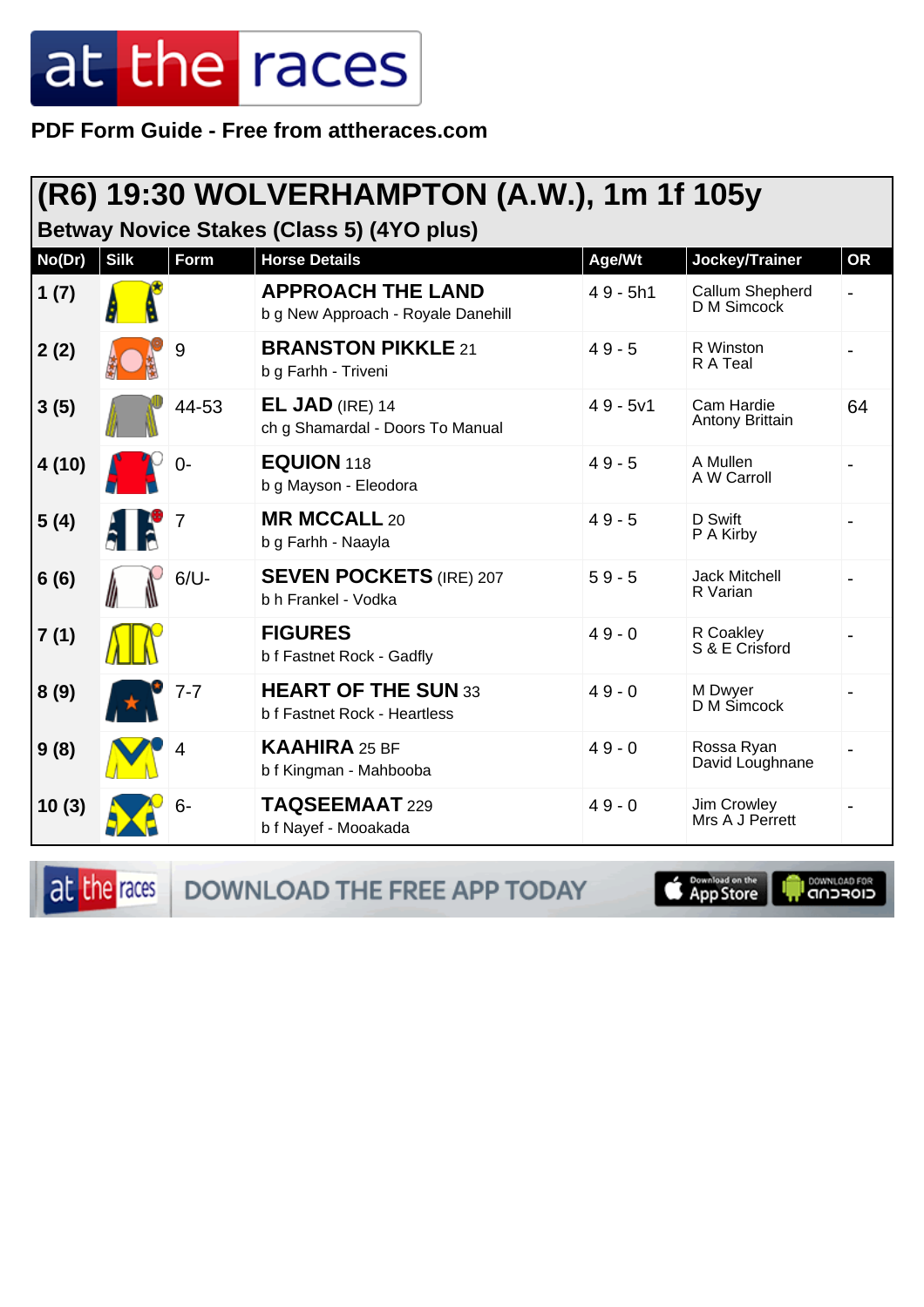# at the races

**PDF Form Guide - Free from attheraces.com**

## (R6) 19:30 WOLVERHAMPTON (A.W.), 1m 1f 105y

### Betway Novice Stakes (Class 5) (4YO plus)

| No(Dr) | Silk | Form | Horse Details | Age/Wt | Jockey/Trainer | OR |
|---|---|---|---|---|---|---|
| 1 (7) | | | **APPROACH THE LAND**<br>b g New Approach - Royale Danehill | 4 9 - 5h1 | Callum Shepherd<br>D M Simcock | - |
| 2 (2) | | 9 | **BRANSTON PIKKLE** 21<br>b g Farhh - Triveni | 4 9 - 5 | R Winston<br>R A Teal | - |
| 3 (5) | | 44-53 | **EL JAD** (IRE) 14<br>ch g Shamardal - Doors To Manual | 4 9 - 5v1 | Cam Hardie<br>Antony Brittain | 64 |
| 4 (10) | | 0- | **EQUION** 118<br>b g Mayson - Eleodora | 4 9 - 5 | A Mullen<br>A W Carroll | - |
| 5 (4) | | 7 | **MR MCCALL** 20<br>b g Farhh - Naayla | 4 9 - 5 | D Swift<br>P A Kirby | - |
| 6 (6) | | 6/U- | **SEVEN POCKETS** (IRE) 207<br>b h Frankel - Vodka | 5 9 - 5 | Jack Mitchell<br>R Varian | - |
| 7 (1) | | | **FIGURES**<br>b f Fastnet Rock - Gadfly | 4 9 - 0 | R Coakley<br>S & E Crisford | - |
| 8 (9) | | 7-7 | **HEART OF THE SUN** 33<br>b f Fastnet Rock - Heartless | 4 9 - 0 | M Dwyer<br>D M Simcock | - |
| 9 (8) | | 4 | **KAAHIRA** 25 BF<br>b f Kingman - Mahbooba | 4 9 - 0 | Rossa Ryan<br>David Loughnane | - |
| 10 (3) | | 6- | **TAQSEEMAAT** 229<br>b f Nayef - Mooakada | 4 9 - 0 | Jim Crowley<br>Mrs A J Perrett | - |

at the races DOWNLOAD THE FREE APP TODAY — Download on the App Store | DOWNLOAD FOR ANDROID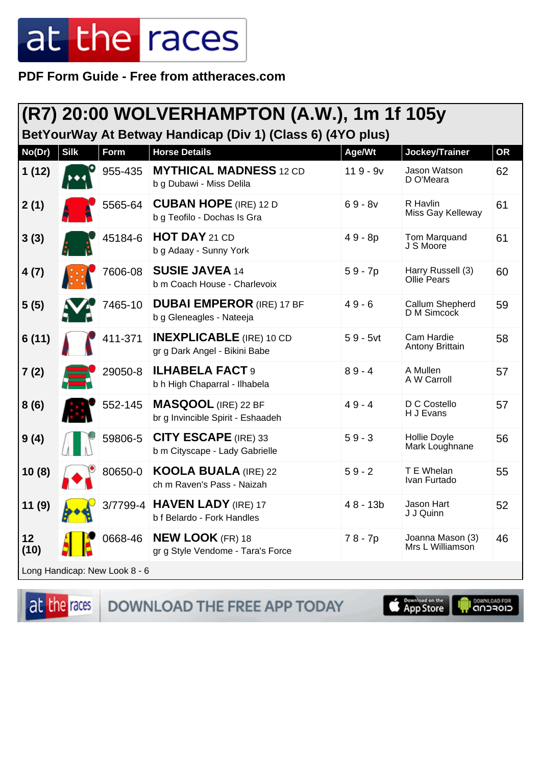PDF Form Guide - Free from attheraces.com

## (R7) 20:00 WOLVERHAMPTON (A.W.), 1m 1f 105y

### BetYourWay At Betway Handicap (Div 1) (Class 6) (4YO plus)

| No(Dr) | Silk | Form | Horse Details | Age/Wt | Jockey/Trainer | OR |
|---|---|---|---|---|---|---|
| 1 (12) | | 955-435 | **MYTHICAL MADNESS** 12 CD<br>b g Dubawi - Miss Delila | 11 9 - 9v | Jason Watson<br>D O'Meara | 62 |
| 2 (1) | | 5565-64 | **CUBAN HOPE** (IRE) 12 D<br>b g Teofilo - Dochas Is Gra | 6 9 - 8v | R Havlin<br>Miss Gay Kelleway | 61 |
| 3 (3) | | 45184-6 | **HOT DAY** 21 CD<br>b g Adaay - Sunny York | 4 9 - 8p | Tom Marquand<br>J S Moore | 61 |
| 4 (7) | | 7606-08 | **SUSIE JAVEA** 14<br>b m Coach House - Charlevoix | 5 9 - 7p | Harry Russell (3)<br>Ollie Pears | 60 |
| 5 (5) | | 7465-10 | **DUBAI EMPEROR** (IRE) 17 BF<br>b g Gleneagles - Nateeja | 4 9 - 6 | Callum Shepherd<br>D M Simcock | 59 |
| 6 (11) | | 411-371 | **INEXPLICABLE** (IRE) 10 CD<br>gr g Dark Angel - Bikini Babe | 5 9 - 5vt | Cam Hardie<br>Antony Brittain | 58 |
| 7 (2) | | 29050-8 | **ILHABELA FACT** 9<br>b h High Chaparral - Ilhabela | 8 9 - 4 | A Mullen<br>A W Carroll | 57 |
| 8 (6) | | 552-145 | **MASQOOL** (IRE) 22 BF<br>br g Invincible Spirit - Eshaadeh | 4 9 - 4 | D C Costello<br>H J Evans | 57 |
| 9 (4) | | 59806-5 | **CITY ESCAPE** (IRE) 33<br>b m Cityscape - Lady Gabrielle | 5 9 - 3 | Hollie Doyle<br>Mark Loughnane | 56 |
| 10 (8) | | 80650-0 | **KOOLA BUALA** (IRE) 22<br>ch m Raven's Pass - Naizah | 5 9 - 2 | T E Whelan<br>Ivan Furtado | 55 |
| 11 (9) | | 3/7799-4 | **HAVEN LADY** (IRE) 17<br>b f Belardo - Fork Handles | 4 8 - 13b | Jason Hart<br>J J Quinn | 52 |
| 12 (10) | | 0668-46 | **NEW LOOK** (FR) 18<br>gr g Style Vendome - Tara's Force | 7 8 - 7p | Joanna Mason (3)<br>Mrs L Williamson | 46 |

Long Handicap: New Look 8 - 6

DOWNLOAD THE FREE APP TODAY